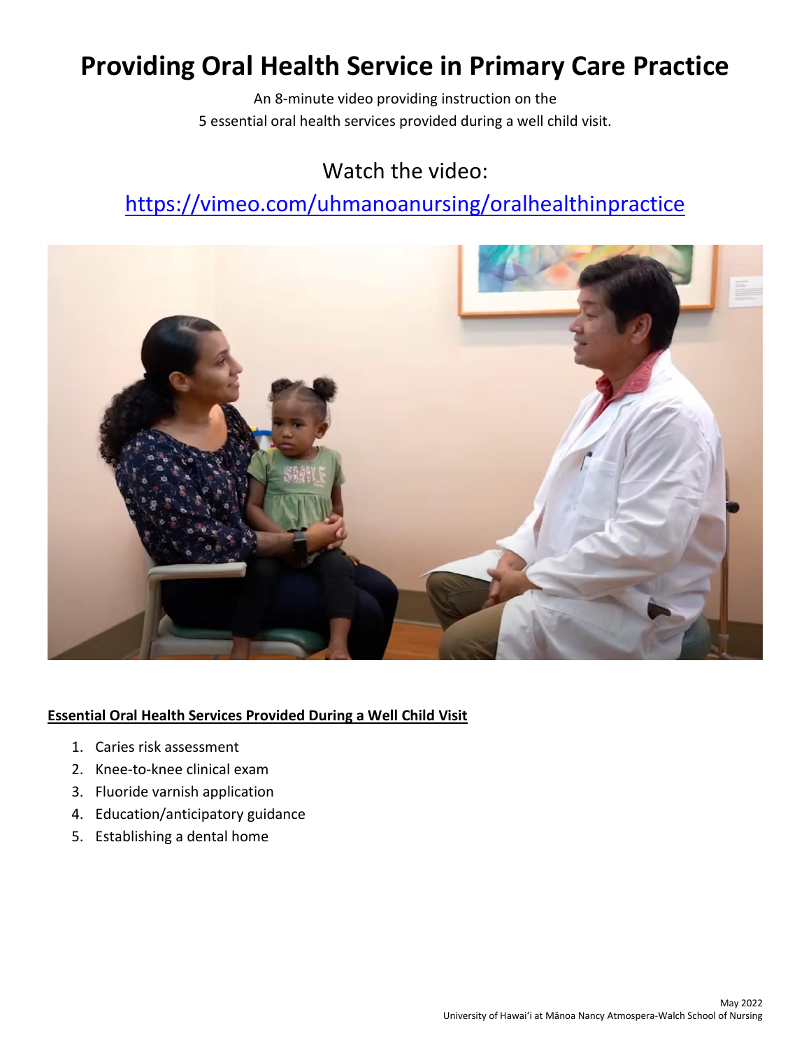# Providing Oral Health Service in Primary Care Practice

An 8-minute video providing instruction on the
5 essential oral health services provided during a well child visit.

## Watch the video:

[https://vimeo.com/uhmanoanursing/oralhealthinpractice](https://vimeo.com/uhmanoanursing/oralhealthinpractice)

**Essential Oral Health Services Provided During a Well Child Visit**

1. Caries risk assessment
2. Knee-to-knee clinical exam
3. Fluoride varnish application
4. Education/anticipatory guidance
5. Establishing a dental home

May 2022
University of Hawaiʻi at Mānoa Nancy Atmospera-Walch School of Nursing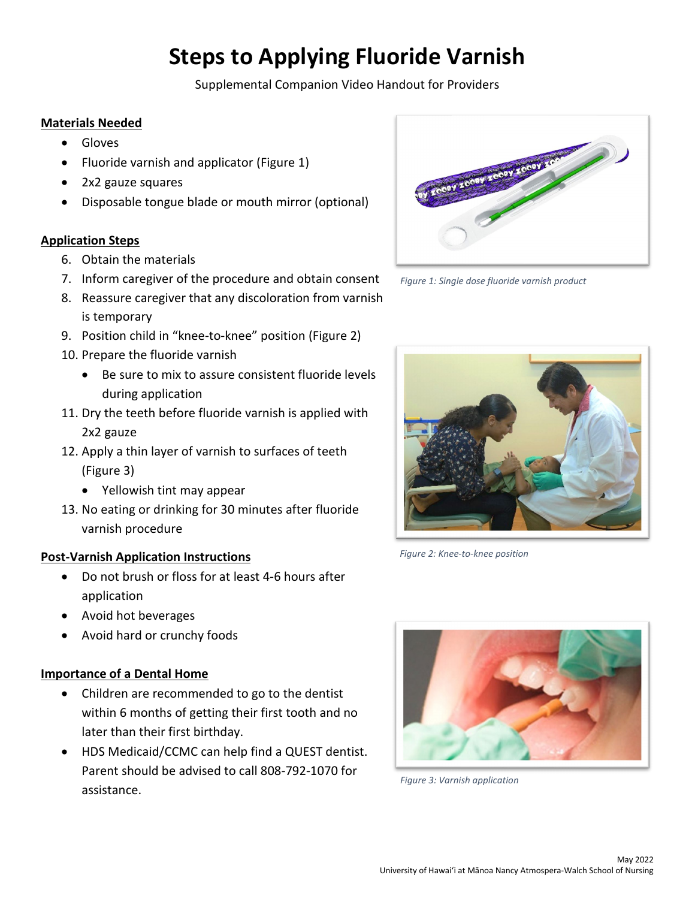# Steps to Applying Fluoride Varnish

Supplemental Companion Video Handout for Providers

**Materials Needed**

- Gloves
- Fluoride varnish and applicator (Figure 1)
- 2x2 gauze squares
- Disposable tongue blade or mouth mirror (optional)

*Figure 1: Single dose fluoride varnish product*

**Application Steps**

6. Obtain the materials
7. Inform caregiver of the procedure and obtain consent
8. Reassure caregiver that any discoloration from varnish is temporary
9. Position child in "knee-to-knee" position (Figure 2)
10. Prepare the fluoride varnish
    - Be sure to mix to assure consistent fluoride levels during application
11. Dry the teeth before fluoride varnish is applied with 2x2 gauze
12. Apply a thin layer of varnish to surfaces of teeth (Figure 3)
    - Yellowish tint may appear
13. No eating or drinking for 30 minutes after fluoride varnish procedure

*Figure 2: Knee-to-knee position*

**Post-Varnish Application Instructions**

- Do not brush or floss for at least 4-6 hours after application
- Avoid hot beverages
- Avoid hard or crunchy foods

**Importance of a Dental Home**

- Children are recommended to go to the dentist within 6 months of getting their first tooth and no later than their first birthday.
- HDS Medicaid/CCMC can help find a QUEST dentist. Parent should be advised to call 808-792-1070 for assistance.

*Figure 3: Varnish application*

May 2022
University of Hawaiʻi at Mānoa Nancy Atmospera-Walch School of Nursing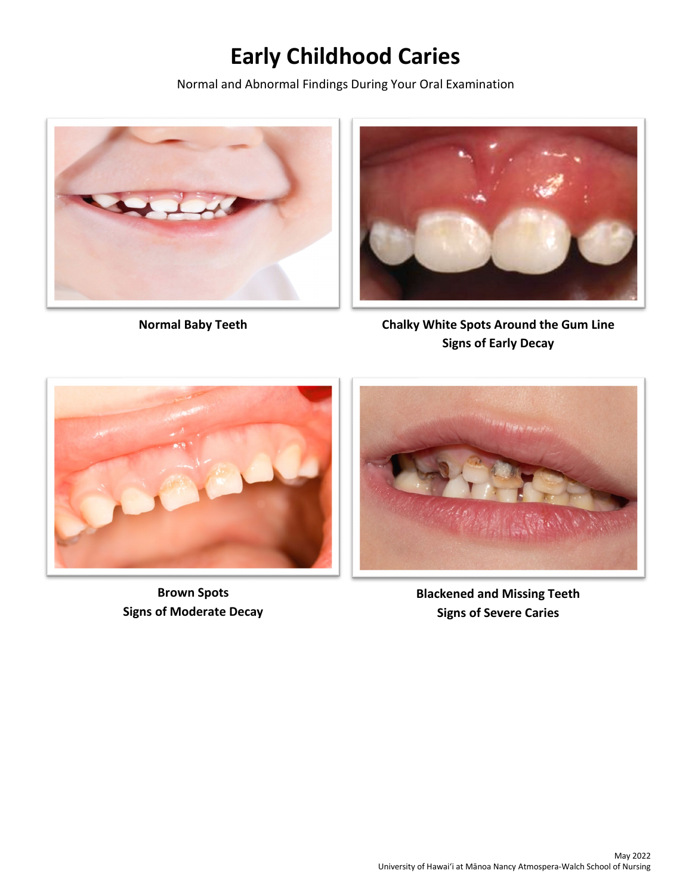# Early Childhood Caries

Normal and Abnormal Findings During Your Oral Examination

**Normal Baby Teeth**

**Chalky White Spots Around the Gum Line**
**Signs of Early Decay**

**Brown Spots**
**Signs of Moderate Decay**

**Blackened and Missing Teeth**
**Signs of Severe Caries**

May 2022
University of Hawaiʻi at Mānoa Nancy Atmospera-Walch School of Nursing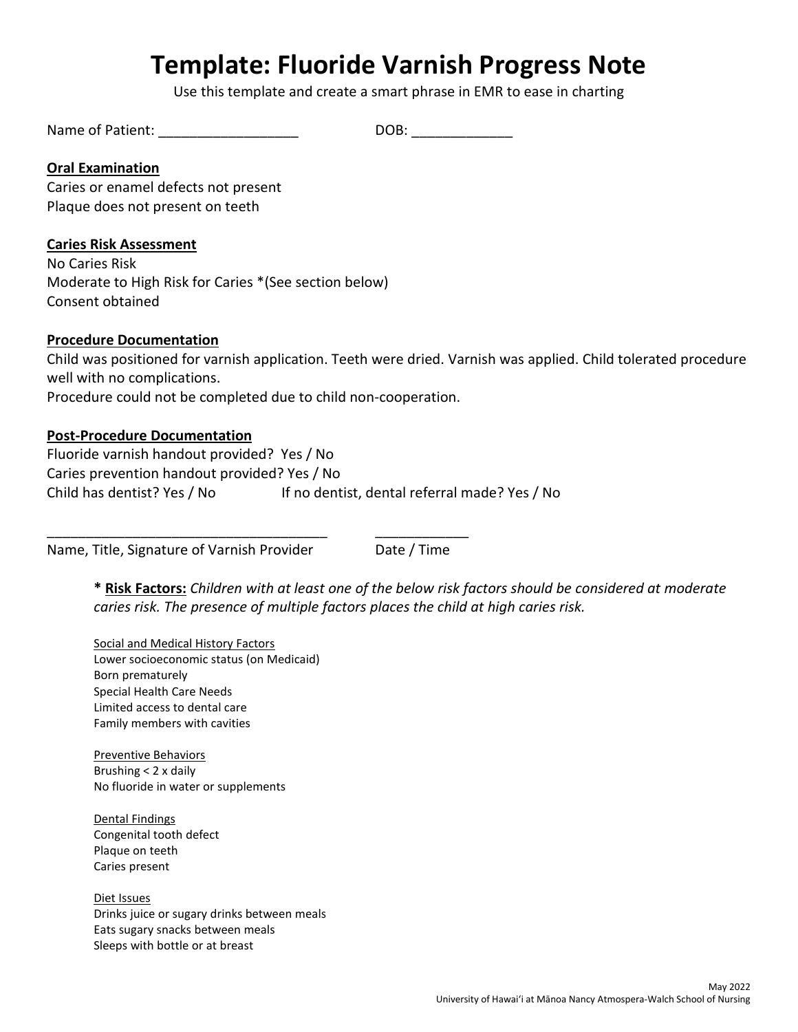# Template: Fluoride Varnish Progress Note

Use this template and create a smart phrase in EMR to ease in charting

Name of Patient: ___________________ DOB: _____________

**Oral Examination**

Caries or enamel defects not present
Plaque does not present on teeth

**Caries Risk Assessment**

No Caries Risk
Moderate to High Risk for Caries *(See section below)
Consent obtained

**Procedure Documentation**

Child was positioned for varnish application. Teeth were dried. Varnish was applied. Child tolerated procedure well with no complications.
Procedure could not be completed due to child non-cooperation.

**Post-Procedure Documentation**

Fluoride varnish handout provided? Yes / No
Caries prevention handout provided? Yes / No
Child has dentist? Yes / No If no dentist, dental referral made? Yes / No

_____________________________________ ____________
Name, Title, Signature of Varnish Provider Date / Time

**\* Risk Factors:** *Children with at least one of the below risk factors should be considered at moderate caries risk. The presence of multiple factors places the child at high caries risk.*

Social and Medical History Factors
Lower socioeconomic status (on Medicaid)
Born prematurely
Special Health Care Needs
Limited access to dental care
Family members with cavities

Preventive Behaviors
Brushing < 2 x daily
No fluoride in water or supplements

Dental Findings
Congenital tooth defect
Plaque on teeth
Caries present

Diet Issues
Drinks juice or sugary drinks between meals
Eats sugary snacks between meals
Sleeps with bottle or at breast

May 2022
University of Hawaiʻi at Mānoa Nancy Atmospera-Walch School of Nursing